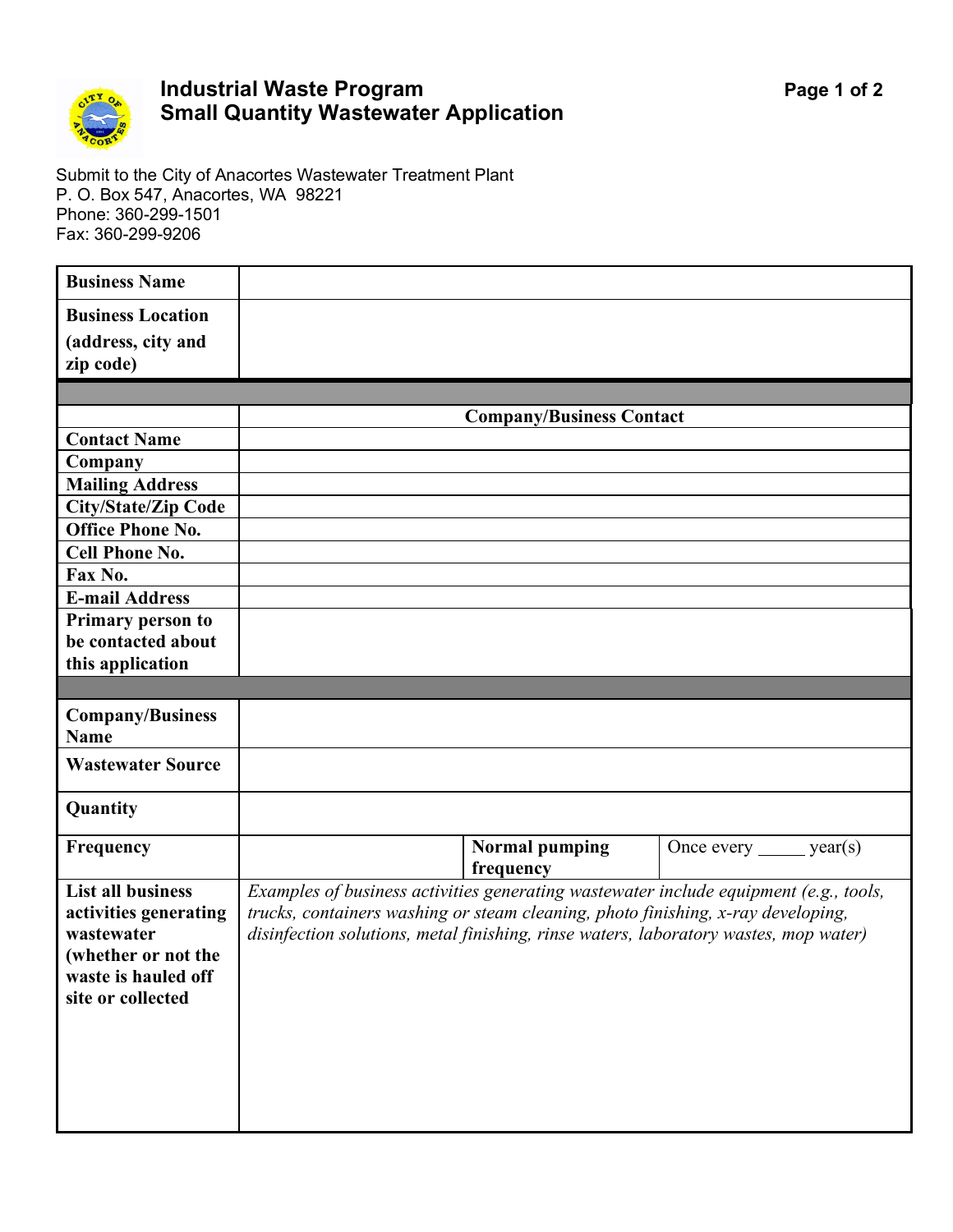# Industrial Waste Program
## Small Quantity Wastewater Application

Submit to the City of Anacortes Wastewater Treatment Plant
P. O. Box 547, Anacortes, WA 98221
Phone: 360-299-1501
Fax: 360-299-9206

| **Business Name** | | | |
|---|---|---|---|
| **Business Location (address, city and zip code)** | | | |
| | | | |
| | **Company/Business Contact** | | |
| **Contact Name** | | | |
| **Company** | | | |
| **Mailing Address** | | | |
| **City/State/Zip Code** | | | |
| **Office Phone No.** | | | |
| **Cell Phone No.** | | | |
| **Fax No.** | | | |
| **E-mail Address** | | | |
| **Primary person to be contacted about this application** | | | |
| | | | |
| **Company/Business Name** | | | |
| **Wastewater Source** | | | |
| **Quantity** | | | |
| **Frequency** | | **Normal pumping frequency** | Once every _____ year(s) |
| **List all business activities generating wastewater (whether or not the waste is hauled off site or collected** | *Examples of business activities generating wastewater include equipment (e.g., tools, trucks, containers washing or steam cleaning, photo finishing, x-ray developing, disinfection solutions, metal finishing, rinse waters, laboratory wastes, mop water)* | | |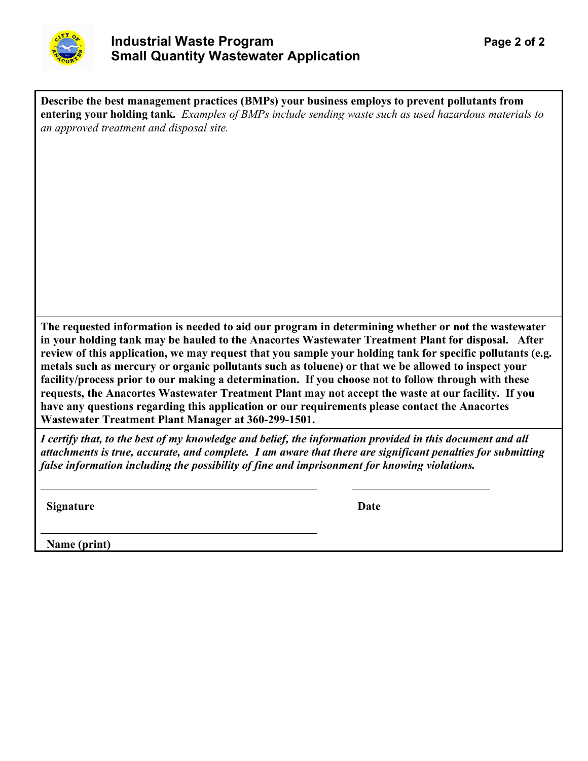**Describe the best management practices (BMPs) your business employs to prevent pollutants from entering your holding tank.** *Examples of BMPs include sending waste such as used hazardous materials to an approved treatment and disposal site.*

**The requested information is needed to aid our program in determining whether or not the wastewater in your holding tank may be hauled to the Anacortes Wastewater Treatment Plant for disposal. After review of this application, we may request that you sample your holding tank for specific pollutants (e.g. metals such as mercury or organic pollutants such as toluene) or that we be allowed to inspect your facility/process prior to our making a determination. If you choose not to follow through with these requests, the Anacortes Wastewater Treatment Plant may not accept the waste at our facility. If you have any questions regarding this application or our requirements please contact the Anacortes Wastewater Treatment Plant Manager at 360-299-1501.**

***I certify that, to the best of my knowledge and belief, the information provided in this document and all attachments is true, accurate, and complete. I am aware that there are significant penalties for submitting false information including the possibility of fine and imprisonment for knowing violations.***

\_\_\_\_\_\_\_\_\_\_\_\_\_\_\_\_\_\_\_\_\_\_\_\_\_\_\_\_\_\_\_\_\_\_\_\_\_\_\_\_ \_\_\_\_\_\_\_\_\_\_\_\_\_\_\_\_\_\_\_\_

**Signature** **Date**

\_\_\_\_\_\_\_\_\_\_\_\_\_\_\_\_\_\_\_\_\_\_\_\_\_\_\_\_\_\_\_\_\_\_\_\_\_\_\_\_

**Name (print)**